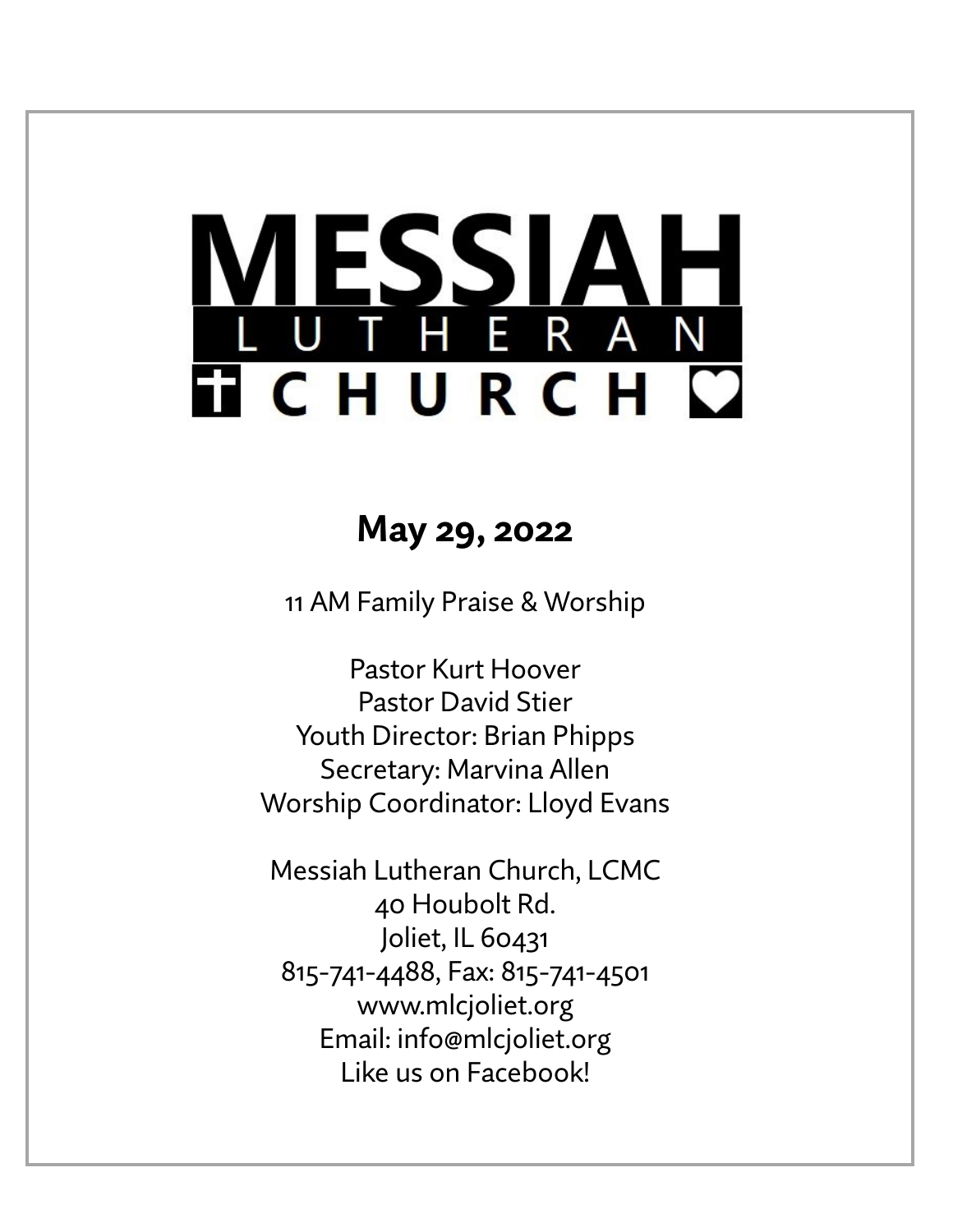# MESSIAH LUTHERAN CHURCH

## May 29, 2022

11 AM Family Praise & Worship

Pastor Kurt Hoover
Pastor David Stier
Youth Director: Brian Phipps
Secretary: Marvina Allen
Worship Coordinator: Lloyd Evans

Messiah Lutheran Church, LCMC
40 Houbolt Rd.
Joliet, IL 60431
815-741-4488, Fax: 815-741-4501
www.mlcjoliet.org
Email: info@mlcjoliet.org
Like us on Facebook!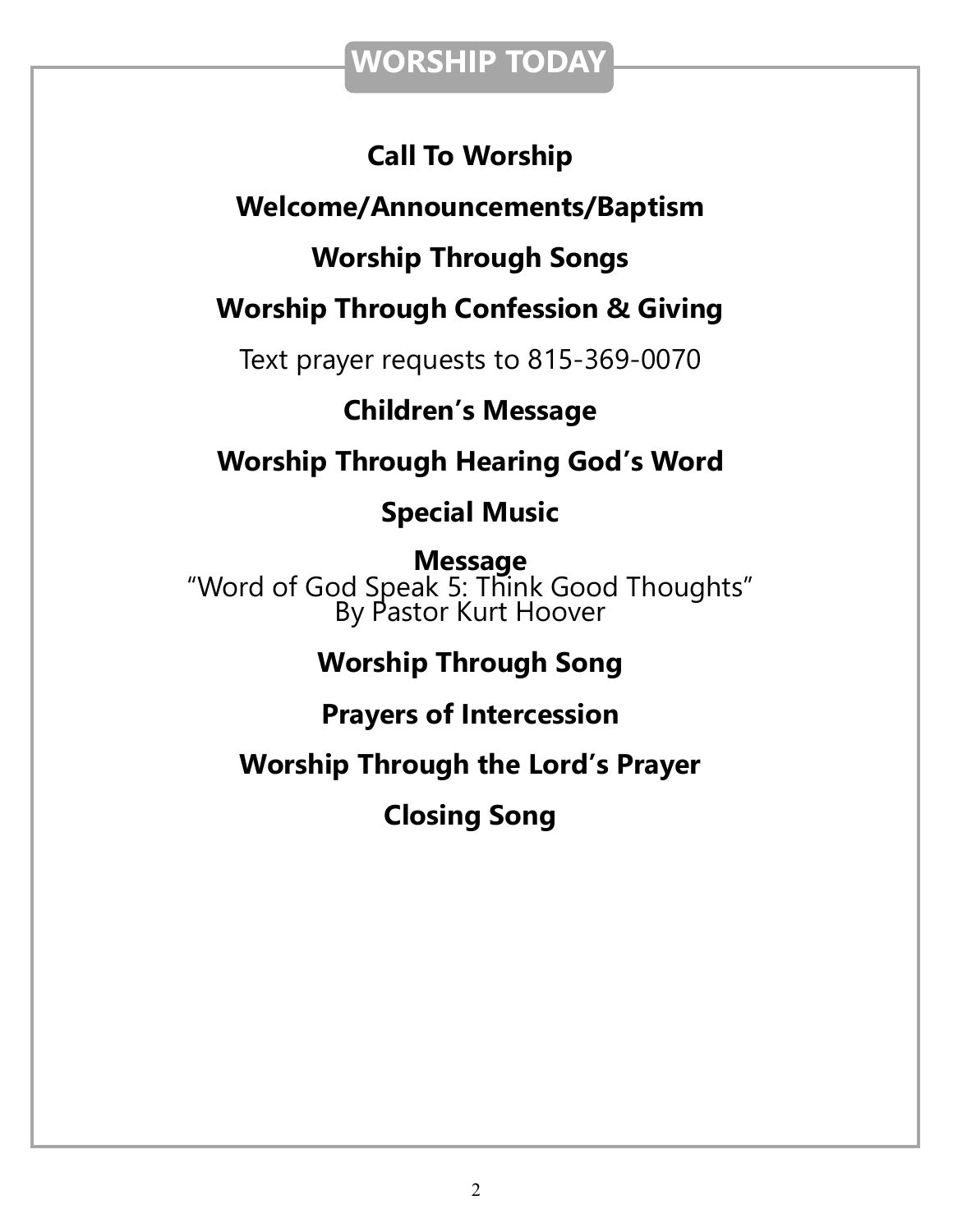## WORSHIP TODAY

**Call To Worship**

**Welcome/Announcements/Baptism**

**Worship Through Songs**

**Worship Through Confession & Giving**

Text prayer requests to 815-369-0070

**Children's Message**

**Worship Through Hearing God's Word**

**Special Music**

**Message**
"Word of God Speak 5: Think Good Thoughts"
By Pastor Kurt Hoover

**Worship Through Song**

**Prayers of Intercession**

**Worship Through the Lord's Prayer**

**Closing Song**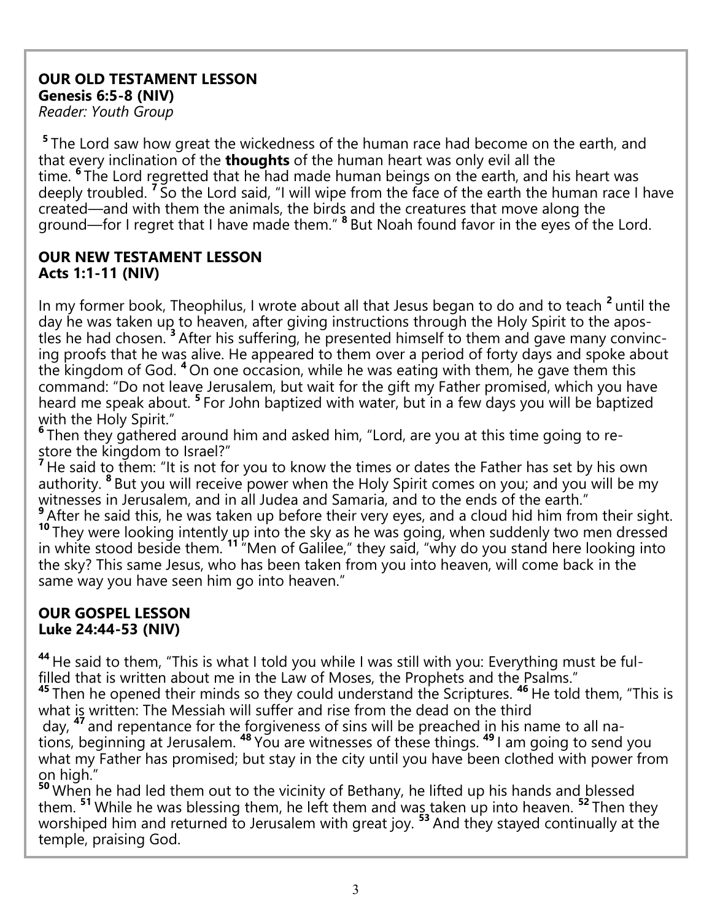**OUR OLD TESTAMENT LESSON**
**Genesis 6:5-8 (NIV)**
*Reader: Youth Group*

[5] The Lord saw how great the wickedness of the human race had become on the earth, and that every inclination of the **thoughts** of the human heart was only evil all the time. [6] The Lord regretted that he had made human beings on the earth, and his heart was deeply troubled. [7] So the Lord said, "I will wipe from the face of the earth the human race I have created—and with them the animals, the birds and the creatures that move along the ground—for I regret that I have made them." [8] But Noah found favor in the eyes of the Lord.

**OUR NEW TESTAMENT LESSON**
**Acts 1:1-11 (NIV)**

In my former book, Theophilus, I wrote about all that Jesus began to do and to teach [2] until the day he was taken up to heaven, after giving instructions through the Holy Spirit to the apostles he had chosen. [3] After his suffering, he presented himself to them and gave many convincing proofs that he was alive. He appeared to them over a period of forty days and spoke about the kingdom of God. [4] On one occasion, while he was eating with them, he gave them this command: "Do not leave Jerusalem, but wait for the gift my Father promised, which you have heard me speak about. [5] For John baptized with water, but in a few days you will be baptized with the Holy Spirit."
[6] Then they gathered around him and asked him, "Lord, are you at this time going to restore the kingdom to Israel?"
[7] He said to them: "It is not for you to know the times or dates the Father has set by his own authority. [8] But you will receive power when the Holy Spirit comes on you; and you will be my witnesses in Jerusalem, and in all Judea and Samaria, and to the ends of the earth."
[9] After he said this, he was taken up before their very eyes, and a cloud hid him from their sight. [10] They were looking intently up into the sky as he was going, when suddenly two men dressed in white stood beside them. [11] "Men of Galilee," they said, "why do you stand here looking into the sky? This same Jesus, who has been taken from you into heaven, will come back in the same way you have seen him go into heaven."

**OUR GOSPEL LESSON**
**Luke 24:44-53 (NIV)**

[44] He said to them, "This is what I told you while I was still with you: Everything must be fulfilled that is written about me in the Law of Moses, the Prophets and the Psalms."
[45] Then he opened their minds so they could understand the Scriptures. [46] He told them, "This is what is written: The Messiah will suffer and rise from the dead on the third day, [47] and repentance for the forgiveness of sins will be preached in his name to all nations, beginning at Jerusalem. [48] You are witnesses of these things. [49] I am going to send you what my Father has promised; but stay in the city until you have been clothed with power from on high."
[50] When he had led them out to the vicinity of Bethany, he lifted up his hands and blessed them. [51] While he was blessing them, he left them and was taken up into heaven. [52] Then they worshiped him and returned to Jerusalem with great joy. [53] And they stayed continually at the temple, praising God.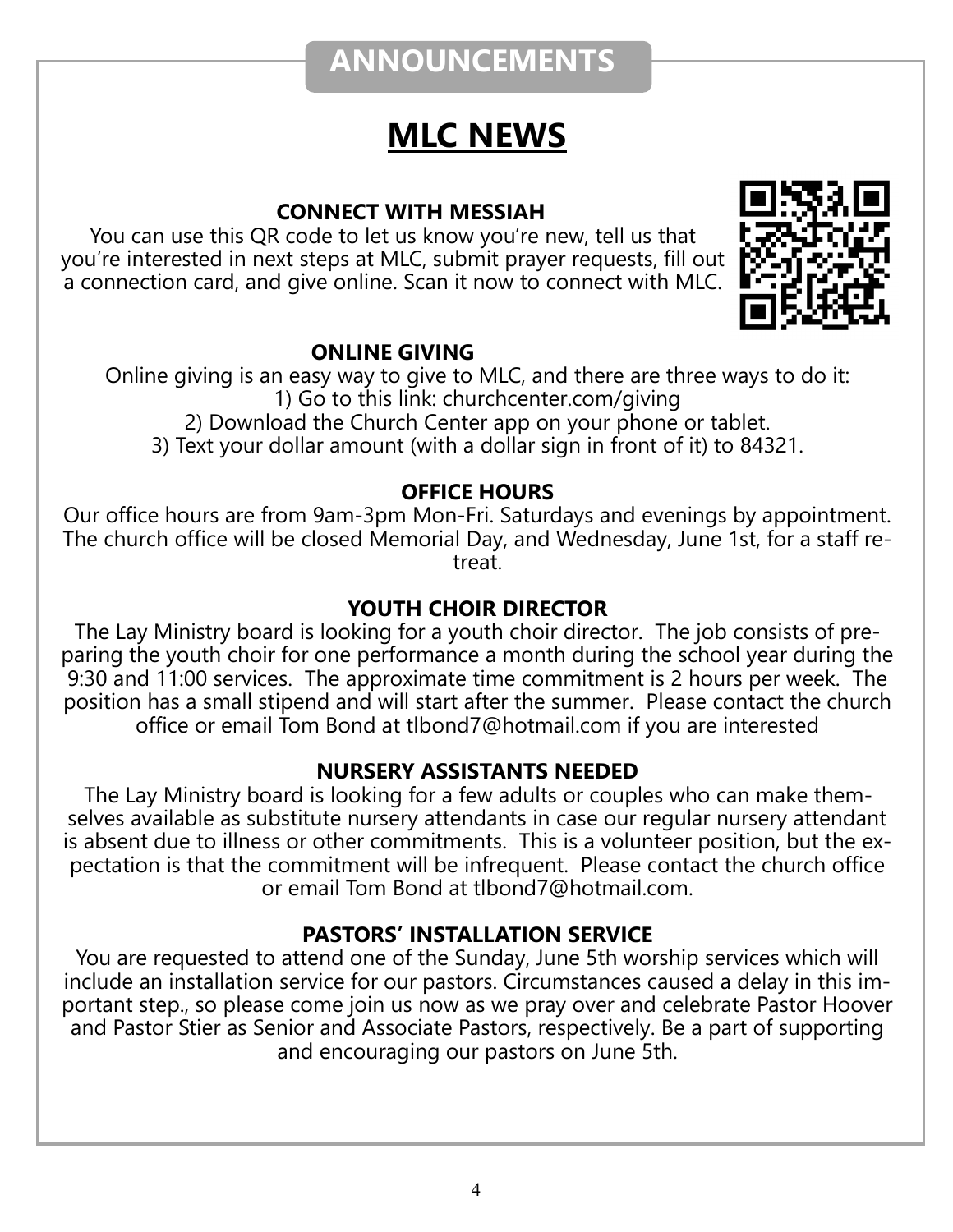# ANNOUNCEMENTS

## MLC NEWS

### CONNECT WITH MESSIAH

You can use this QR code to let us know you're new, tell us that you're interested in next steps at MLC, submit prayer requests, fill out a connection card, and give online. Scan it now to connect with MLC.

### ONLINE GIVING

Online giving is an easy way to give to MLC, and there are three ways to do it:

1) Go to this link: churchcenter.com/giving
2) Download the Church Center app on your phone or tablet.
3) Text your dollar amount (with a dollar sign in front of it) to 84321.

### OFFICE HOURS

Our office hours are from 9am-3pm Mon-Fri. Saturdays and evenings by appointment. The church office will be closed Memorial Day, and Wednesday, June 1st, for a staff retreat.

### YOUTH CHOIR DIRECTOR

The Lay Ministry board is looking for a youth choir director. The job consists of preparing the youth choir for one performance a month during the school year during the 9:30 and 11:00 services. The approximate time commitment is 2 hours per week. The position has a small stipend and will start after the summer. Please contact the church office or email Tom Bond at tlbond7@hotmail.com if you are interested

### NURSERY ASSISTANTS NEEDED

The Lay Ministry board is looking for a few adults or couples who can make themselves available as substitute nursery attendants in case our regular nursery attendant is absent due to illness or other commitments. This is a volunteer position, but the expectation is that the commitment will be infrequent. Please contact the church office or email Tom Bond at tlbond7@hotmail.com.

### PASTORS' INSTALLATION SERVICE

You are requested to attend one of the Sunday, June 5th worship services which will include an installation service for our pastors. Circumstances caused a delay in this important step., so please come join us now as we pray over and celebrate Pastor Hoover and Pastor Stier as Senior and Associate Pastors, respectively. Be a part of supporting and encouraging our pastors on June 5th.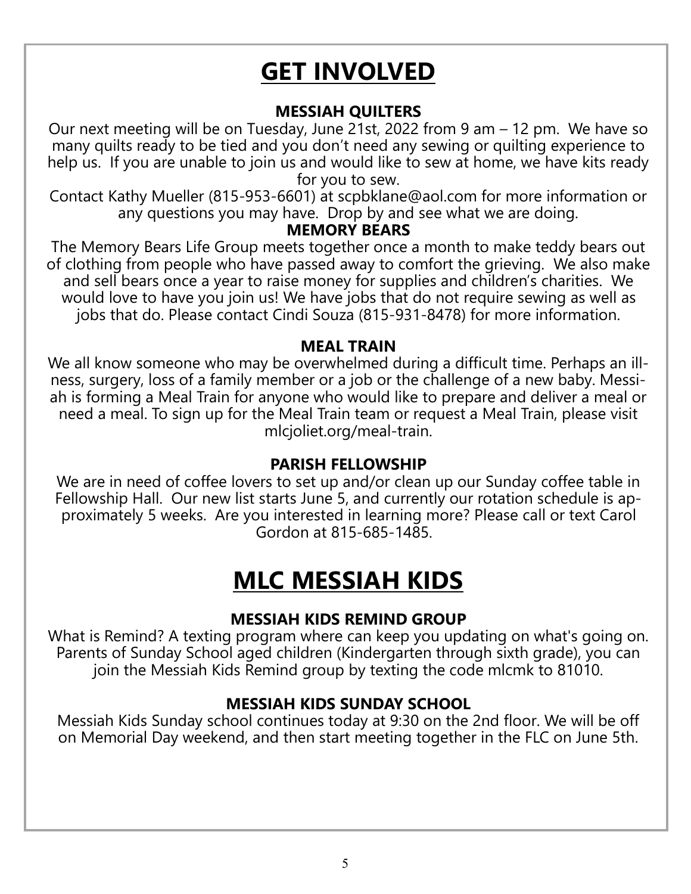# GET INVOLVED

### MESSIAH QUILTERS

Our next meeting will be on Tuesday, June 21st, 2022 from 9 am – 12 pm. We have so many quilts ready to be tied and you don't need any sewing or quilting experience to help us. If you are unable to join us and would like to sew at home, we have kits ready for you to sew.

Contact Kathy Mueller (815-953-6601) at scpbklane@aol.com for more information or any questions you may have. Drop by and see what we are doing.

### MEMORY BEARS

The Memory Bears Life Group meets together once a month to make teddy bears out of clothing from people who have passed away to comfort the grieving. We also make and sell bears once a year to raise money for supplies and children's charities. We would love to have you join us! We have jobs that do not require sewing as well as jobs that do. Please contact Cindi Souza (815-931-8478) for more information.

### MEAL TRAIN

We all know someone who may be overwhelmed during a difficult time. Perhaps an illness, surgery, loss of a family member or a job or the challenge of a new baby. Messiah is forming a Meal Train for anyone who would like to prepare and deliver a meal or need a meal. To sign up for the Meal Train team or request a Meal Train, please visit mlcjoliet.org/meal-train.

### PARISH FELLOWSHIP

We are in need of coffee lovers to set up and/or clean up our Sunday coffee table in Fellowship Hall. Our new list starts June 5, and currently our rotation schedule is approximately 5 weeks. Are you interested in learning more? Please call or text Carol Gordon at 815-685-1485.

# MLC MESSIAH KIDS

### MESSIAH KIDS REMIND GROUP

What is Remind? A texting program where can keep you updating on what's going on. Parents of Sunday School aged children (Kindergarten through sixth grade), you can join the Messiah Kids Remind group by texting the code mlcmk to 81010.

### MESSIAH KIDS SUNDAY SCHOOL

Messiah Kids Sunday school continues today at 9:30 on the 2nd floor. We will be off on Memorial Day weekend, and then start meeting together in the FLC on June 5th.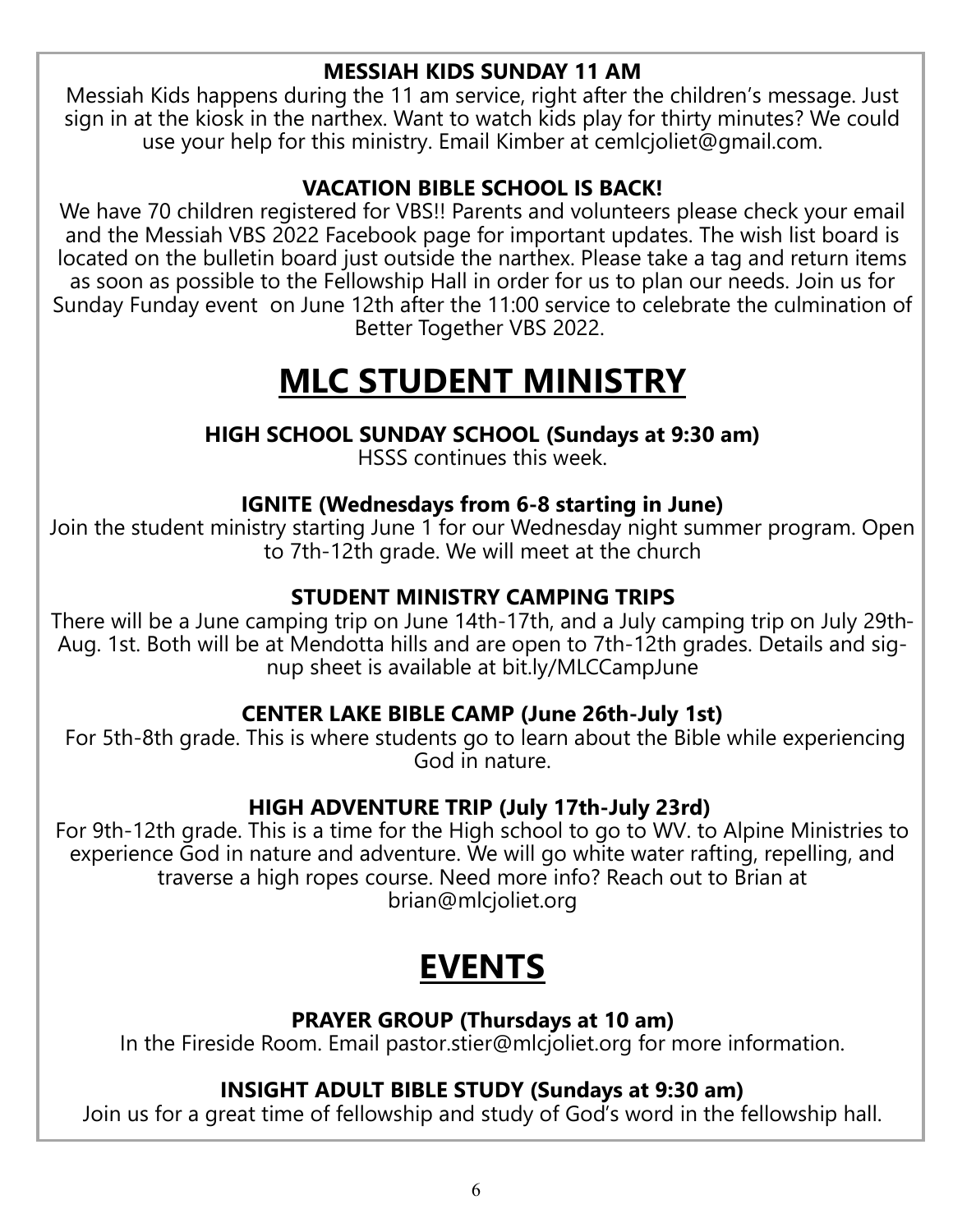**MESSIAH KIDS SUNDAY 11 AM**

Messiah Kids happens during the 11 am service, right after the children's message. Just sign in at the kiosk in the narthex. Want to watch kids play for thirty minutes? We could use your help for this ministry. Email Kimber at cemlcjoliet@gmail.com.

**VACATION BIBLE SCHOOL IS BACK!**

We have 70 children registered for VBS!! Parents and volunteers please check your email and the Messiah VBS 2022 Facebook page for important updates. The wish list board is located on the bulletin board just outside the narthex. Please take a tag and return items as soon as possible to the Fellowship Hall in order for us to plan our needs. Join us for Sunday Funday event on June 12th after the 11:00 service to celebrate the culmination of Better Together VBS 2022.

# MLC STUDENT MINISTRY

**HIGH SCHOOL SUNDAY SCHOOL (Sundays at 9:30 am)**

HSSS continues this week.

**IGNITE (Wednesdays from 6-8 starting in June)**

Join the student ministry starting June 1 for our Wednesday night summer program. Open to 7th-12th grade. We will meet at the church

**STUDENT MINISTRY CAMPING TRIPS**

There will be a June camping trip on June 14th-17th, and a July camping trip on July 29th-Aug. 1st. Both will be at Mendotta hills and are open to 7th-12th grades. Details and signup sheet is available at bit.ly/MLCCampJune

**CENTER LAKE BIBLE CAMP (June 26th-July 1st)**

For 5th-8th grade. This is where students go to learn about the Bible while experiencing God in nature.

**HIGH ADVENTURE TRIP (July 17th-July 23rd)**

For 9th-12th grade. This is a time for the High school to go to WV. to Alpine Ministries to experience God in nature and adventure. We will go white water rafting, repelling, and traverse a high ropes course. Need more info? Reach out to Brian at brian@mlcjoliet.org

# EVENTS

**PRAYER GROUP (Thursdays at 10 am)**

In the Fireside Room. Email pastor.stier@mlcjoliet.org for more information.

**INSIGHT ADULT BIBLE STUDY (Sundays at 9:30 am)**

Join us for a great time of fellowship and study of God's word in the fellowship hall.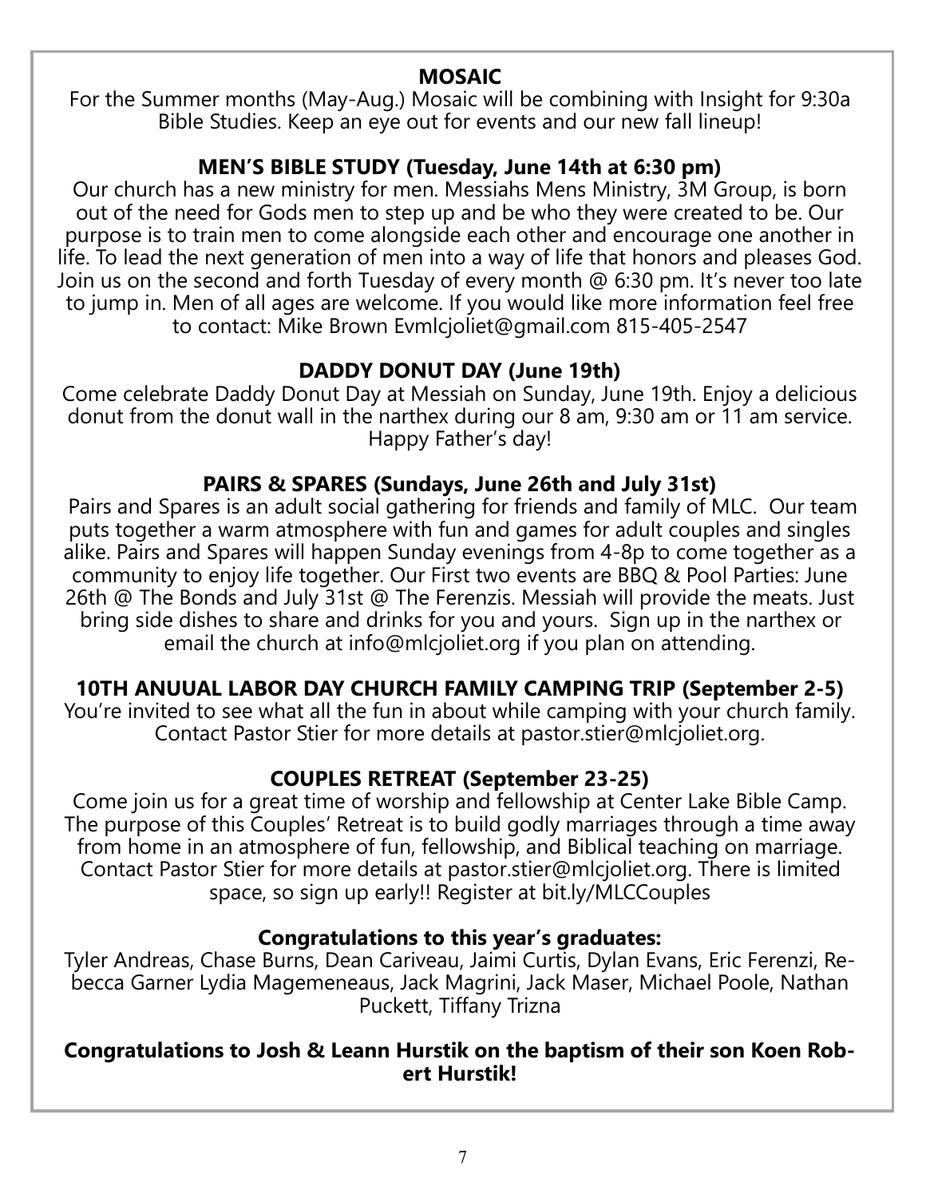## MOSAIC

For the Summer months (May-Aug.) Mosaic will be combining with Insight for 9:30a Bible Studies. Keep an eye out for events and our new fall lineup!

## MEN'S BIBLE STUDY (Tuesday, June 14th at 6:30 pm)

Our church has a new ministry for men. Messiahs Mens Ministry, 3M Group, is born out of the need for Gods men to step up and be who they were created to be. Our purpose is to train men to come alongside each other and encourage one another in life. To lead the next generation of men into a way of life that honors and pleases God. Join us on the second and forth Tuesday of every month @ 6:30 pm. It's never too late to jump in. Men of all ages are welcome. If you would like more information feel free to contact: Mike Brown Evmlcjoliet@gmail.com 815-405-2547

## DADDY DONUT DAY (June 19th)

Come celebrate Daddy Donut Day at Messiah on Sunday, June 19th. Enjoy a delicious donut from the donut wall in the narthex during our 8 am, 9:30 am or 11 am service. Happy Father's day!

## PAIRS & SPARES (Sundays, June 26th and July 31st)

Pairs and Spares is an adult social gathering for friends and family of MLC. Our team puts together a warm atmosphere with fun and games for adult couples and singles alike. Pairs and Spares will happen Sunday evenings from 4-8p to come together as a community to enjoy life together. Our First two events are BBQ & Pool Parties: June 26th @ The Bonds and July 31st @ The Ferenzis. Messiah will provide the meats. Just bring side dishes to share and drinks for you and yours. Sign up in the narthex or email the church at info@mlcjoliet.org if you plan on attending.

## 10TH ANUUAL LABOR DAY CHURCH FAMILY CAMPING TRIP (September 2-5)

You're invited to see what all the fun in about while camping with your church family. Contact Pastor Stier for more details at pastor.stier@mlcjoliet.org.

## COUPLES RETREAT (September 23-25)

Come join us for a great time of worship and fellowship at Center Lake Bible Camp. The purpose of this Couples' Retreat is to build godly marriages through a time away from home in an atmosphere of fun, fellowship, and Biblical teaching on marriage. Contact Pastor Stier for more details at pastor.stier@mlcjoliet.org. There is limited space, so sign up early!! Register at bit.ly/MLCCouples

### Congratulations to this year's graduates:

Tyler Andreas, Chase Burns, Dean Cariveau, Jaimi Curtis, Dylan Evans, Eric Ferenzi, Rebecca Garner Lydia Magemeneaus, Jack Magrini, Jack Maser, Michael Poole, Nathan Puckett, Tiffany Trizna

**Congratulations to Josh & Leann Hurstik on the baptism of their son Koen Robert Hurstik!**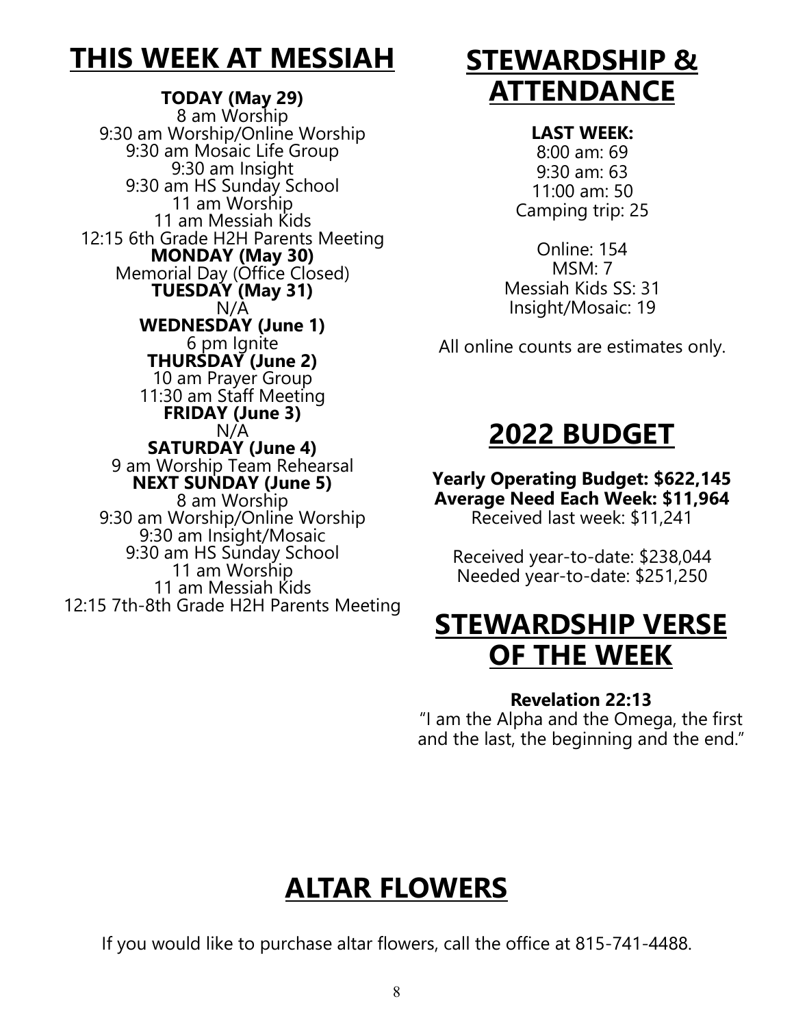# THIS WEEK AT MESSIAH

**TODAY (May 29)**
8 am Worship
9:30 am Worship/Online Worship
9:30 am Mosaic Life Group
9:30 am Insight
9:30 am HS Sunday School
11 am Worship
11 am Messiah Kids
12:15 6th Grade H2H Parents Meeting

**MONDAY (May 30)**
Memorial Day (Office Closed)

**TUESDAY (May 31)**
N/A

**WEDNESDAY (June 1)**
6 pm Ignite

**THURSDAY (June 2)**
10 am Prayer Group
11:30 am Staff Meeting

**FRIDAY (June 3)**
N/A

**SATURDAY (June 4)**
9 am Worship Team Rehearsal

**NEXT SUNDAY (June 5)**
8 am Worship
9:30 am Worship/Online Worship
9:30 am Insight/Mosaic
9:30 am HS Sunday School
11 am Worship
11 am Messiah Kids
12:15 7th-8th Grade H2H Parents Meeting

# STEWARDSHIP & ATTENDANCE

**LAST WEEK:**
8:00 am: 69
9:30 am: 63
11:00 am: 50
Camping trip: 25

Online: 154
MSM: 7
Messiah Kids SS: 31
Insight/Mosaic: 19

All online counts are estimates only.

# 2022 BUDGET

**Yearly Operating Budget: $622,145**
**Average Need Each Week: $11,964**
Received last week: $11,241

Received year-to-date: $238,044
Needed year-to-date: $251,250

# STEWARDSHIP VERSE OF THE WEEK

**Revelation 22:13**
"I am the Alpha and the Omega, the first and the last, the beginning and the end."

# ALTAR FLOWERS

If you would like to purchase altar flowers, call the office at 815-741-4488.